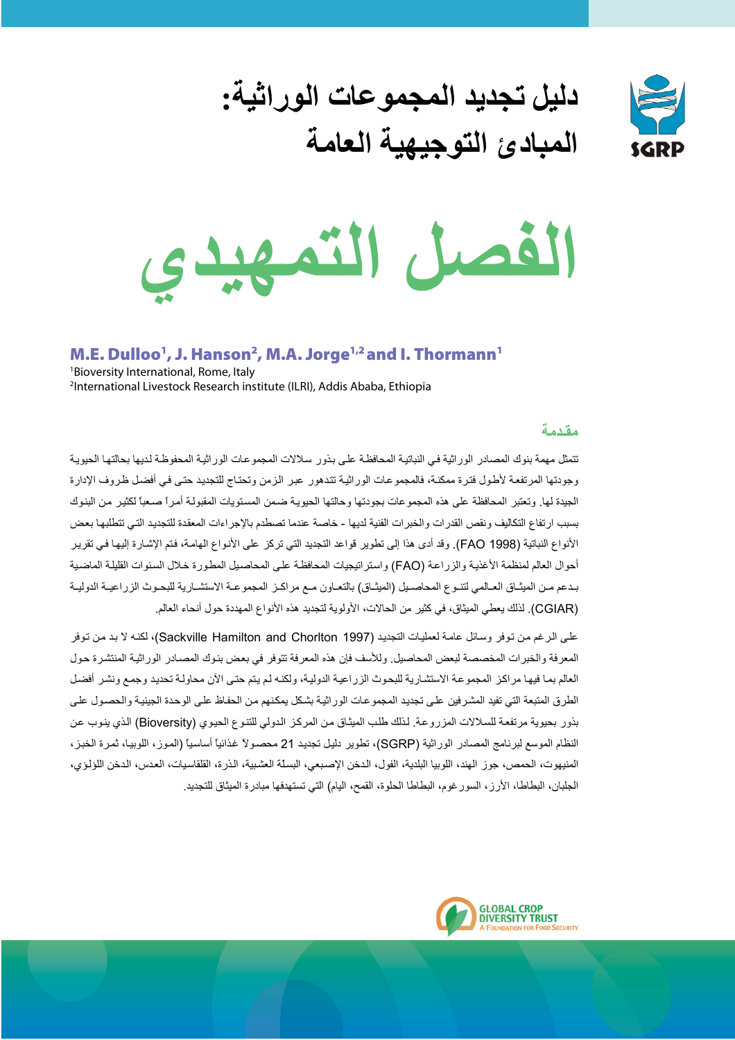# دليل تجديد المجموعات الوراثية: المبادئ التوجيهية العامة

# الفصل التمهيدي

**M.E. Dulloo[1], J. Hanson[2], M.A. Jorge[1,2] and I. Thormann[1]**

[1]Bioversity International, Rome, Italy

[2]International Livestock Research institute (ILRI), Addis Ababa, Ethiopia

## مقدمة

تتمثل مهمة بنوك المصادر الوراثية في النباتية المحافظة على بذور سلالات المجموعات الوراثية المحفوظة لديها بحالتها الحيوية وجودتها المرتفعة لأطول فترة ممكنة، فالمجموعات الوراثية تتدهور عبر الزمن وتحتاج للتجديد حتى في أفضل ظروف الإدارة الجيدة لها. وتعتبر المحافظة على هذه المجموعات بجودتها وحالتها الحيوية ضمن المستويات المقبولة أمراً صعباً لكثير من البنوك بسبب ارتفاع التكاليف ونقص القدرات والخبرات الفنية لديها - خاصة عندما تصطدم بالإجراءات المعقدة للتجديد التي تتطلبها بعض الأنواع النباتية (FAO 1998). وقد أدى هذا إلى تطوير قواعد التجديد التي تركز على الأنواع الهامة، فتم الإشارة إليها في تقرير أحوال العالم لمنظمة الأغذية والزراعة (FAO) واستراتيجيات المحافظة على المحاصيل المطورة خلال السنوات القليلة الماضية بدعم من الميثاق العالمي لتنوع المحاصيل (الميثاق) بالتعاون مع مراكز المجموعة الاستشارية للبحوث الزراعية الدولية (CGIAR). لذلك يعطي الميثاق، في كثير من الحالات، الأولوية لتجديد هذه الأنواع المهددة حول أنحاء العالم.

على الرغم من توفر وسائل عامة لعمليات التجديد (Sackville Hamilton and Chorlton 1997)، لكنه لا بد من توفر المعرفة والخبرات المخصصة لبعض المحاصيل. وللأسف فإن هذه المعرفة تتوفر في بعض بنوك المصادر الوراثية المنتشرة حول العالم بما فيها مراكز المجموعة الاستشارية للبحوث الزراعية الدولية، ولكنه لم يتم حتى الآن محاولة تحديد وجمع ونشر أفضل الطرق المتبعة التي تفيد المشرفين على تجديد المجموعات الوراثية بشكل يمكنهم من الحفاظ على الوحدة الجينية والحصول على بذور بحيوية مرتفعة للسلالات المزروعة. لذلك طلب الميثاق من المركز الدولي للتنوع الحيوي (Bioversity) الذي ينوب عن النظام الموسع لبرنامج المصادر الوراثية (SGRP)، تطوير دليل تجديد 21 محصولاً غذائياً أساسياً (الموز، اللوبيا، ثمرة الخبز، المنيهوت، الحمص، جوز الهند، اللوبيا البلدية، الفول، الدخن الإصبعي، البسلة العشبية، الذرة، القلقاسيات، العدس، الدخن اللؤلؤي، الجلبان، البطاطا، الأرز، السورغوم، البطاطا الحلوة، القمح، اليام) التي تستهدفها مبادرة الميثاق للتجديد.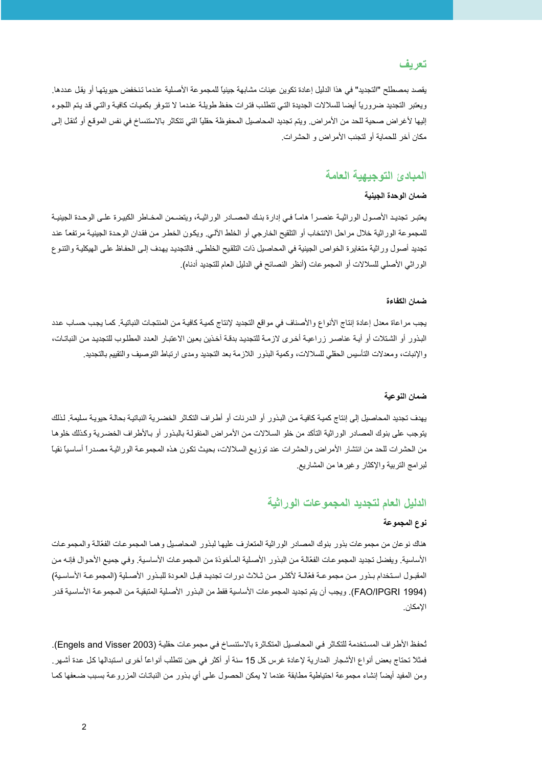## تعريف

يقصد بمصطلح "التجديد" في هذا الدليل إعادة تكوين عينات مشابهة جينياً للمجموعة الأصلية عندما تنخفض حيويتها أو يقل عددها. ويعتبر التجديد ضرورياً أيضا للسلالات الجديدة التي تتطلب فترات حفظ طويلة عندما لا تتوفر بكميات كافية والتي قد يتم اللجوء إليها لأغراض صحية للحد من الأمراض. ويتم تجديد المحاصيل المحفوظة حقلياً التي تتكاثر بالاستنساخ في نفس الموقع أو تُنقل إلى مكان آخر للحماية أو لتجنب الأمراض و الحشرات.

## المبادئ التوجيهية العامة

### ضمان الوحدة الجينية

يعتبر تجديد الأصول الوراثية عنصراً هاماً في إدارة بنك المصادر الوراثية، ويتضمن المخاطر الكبيرة على الوحدة الجينية للمجموعة الوراثية خلال مراحل الانتخاب أو التلقيح الخارجي أو الخلط الآلي. ويكون الخطر من فقدان الوحدة الجينية مرتفعاً عند تجديد أصول وراثية متغايرة الخواص الجينية في المحاصيل ذات التلقيح الخلطي. فالتجديد يهدف إلى الحفاظ على الهيكلية والتنوع الوراثي الأصلي للسلالات أو المجموعات (أنظر النصائح في الدليل العام للتجديد أدناه).

### ضمان الكفاءة

يجب مراعاة معدل إعادة إنتاج الأنواع والأصناف في مواقع التجديد لإنتاج كمية كافية من المنتجات النباتية. كما يجب حساب عدد البذور أو الشتلات أو أية عناصر زراعية أخرى لازمة للتجديد بدقة آخذين بعين الاعتبار العدد المطلوب للتجديد من النباتات، والإنبات، ومعدلات التأسيس الحقلي للسلالات، وكمية البذور اللازمة بعد التجديد ومدى ارتباط التوصيف والتقييم بالتجديد.

### ضمان النوعية

يهدف تجديد المحاصيل إلى إنتاج كمية كافية من البذور أو الدرنات أو أطراف التكاثر الخضرية النباتية بحالة حيوية سليمة. لذلك يتوجب على بنوك المصادر الوراثية التأكد من خلو السلالات من الأمراض المنقولة بالبذور أو بالأطراف الخضرية وكذلك خلوها من الحشرات للحد من انتشار الأمراض والحشرات عند توزيع السلالات، بحيث تكون هذه المجموعة الوراثية مصدراً أساسياً نقياً لبرامج التربية والإكثار وغيرها من المشاريع.

## الدليل العام لتجديد المجموعات الوراثية

### نوع المجموعة

هناك نوعان من مجموعات بذور بنوك المصادر الوراثية المتعارف عليها لبذور المحاصيل وهما المجموعات الفعّالة والمجموعات الأساسية. ويفضل تجديد المجموعات الفعّالة من البذور الأصلية المأخوذة من المجموعات الأساسية. وفي جميع الأحوال فإنه من المقبول استخدام بذور من مجموعة فعّالة لأكثر من ثلاث دورات تجديد قبل العودة للبذور الأصلية (المجموعة الأساسية) (FAO/IPGRI 1994). ويجب أن يتم تجديد المجموعات الأساسية فقط من البذور الأصلية المتبقية من المجموعة الأساسية قدر الإمكان.

تُحفظ الأطراف المستخدمة للتكاثر في المحاصيل المتكاثرة بالاستنساخ في مجموعات حقلية (Engels and Visser 2003). فمثلا تحتاج بعض أنواع الأشجار المدارية لإعادة غرس كل 15 سنة أو أكثر في حين تتطلب أنواعاً أخرى استبدالها كل عدة أشهر. ومن المفيد أيضاً إنشاء مجموعة احتياطية مطابقة عندما لا يمكن الحصول على أي بذور من النباتات المزروعة بسبب ضعفها كما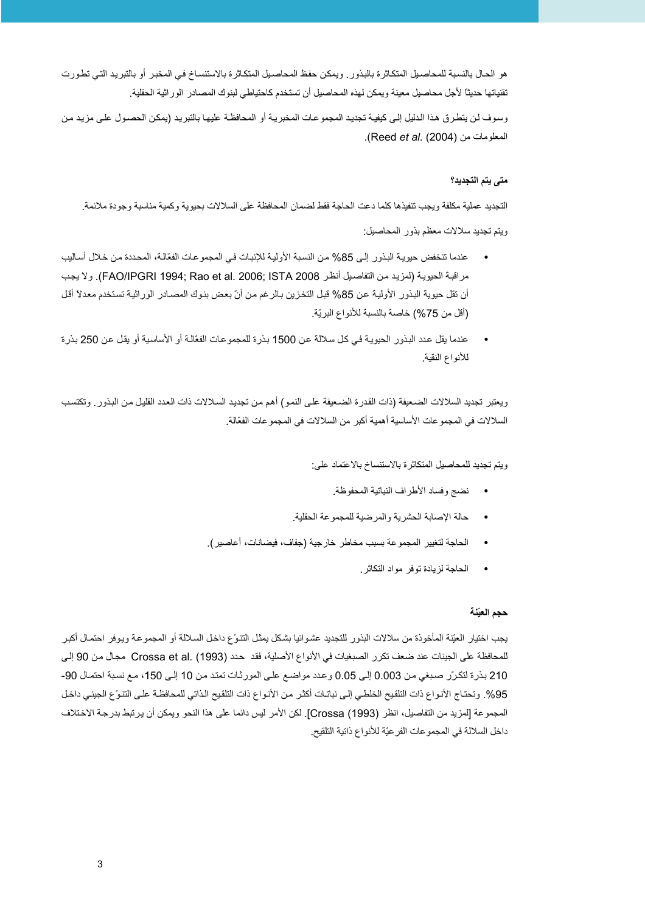هو الحال بالنسبة للمحاصيل المتكاثرة بالبذور. ويمكن حفظ المحاصيل المتكاثرة بالاستنساخ في المختبر أو بالتبريد التي تطورت تقنياتها حديثاً لأجل محاصيل معينة ويمكن لهذه المحاصيل أن تستخدم كاحتياطي لبنوك المصادر الوراثية الحقلية.

وسوف لن يتطرق هذا الدليل إلى كيفية تجديد المجموعات المخبرية أو المحافظة عليها بالتبريد (يمكن الحصول على مزيد من المعلومات من Reed *et al.* (2004)).

**متى يتم التجديد؟**

التجديد عملية مكلفة ويجب تنفيذها كلما دعت الحاجة فقط لضمان المحافظة على السلالات بحيوية وكمية مناسبة وجودة ملائمة.

ويتم تجديد سلالات معظم بذور المحاصيل:

- عندما تنخفض حيوية البذور إلى 85% من النسبة الأولية للإنبات في المجموعات الفعّالة، المحددة من خلال أساليب مراقبة الحيوية (لمزيد من التفاصيل أنظر FAO/IPGRI 1994; Rao et al. 2006; ISTA 2008). ولا يجب أن تقل حيوية البذور الأولية عن 85% قبل التخزين بالرغم من أنّ بعض بنوك المصادر الوراثية تستخدم معدلاً أقل (أقل من 75%) خاصة بالنسبة للأنواع البريّة.
- عندما يقل عدد البذور الحيوية في كل سلالة عن 1500 بذرة للمجموعات الفعّالة أو الأساسية أو يقل عن 250 بذرة للأنواع النقية.

ويعتبر تجديد السلالات الضعيفة (ذات القدرة الضعيفة على النمو) أهم من تجديد السلالات ذات العدد القليل من البذور. وتكتسب السلالات في المجموعات الأساسية أهمية أكبر من السلالات في المجموعات الفعّالة.

ويتم تجديد للمحاصيل المتكاثرة بالاستنساخ بالاعتماد على:

- نضج وفساد الأطراف النباتية المحفوظة.
- حالة الإصابة الحشرية والمرضية للمجموعة الحقلية.
- الحاجة لتغيير المجموعة بسبب مخاطر خارجية (جفاف، فيضانات، أعاصير).
- الحاجة لزيادة توفر مواد التكاثر.

**حجم العيّنة**

يجب اختيار العيّنة المأخوذة من سلالات البذور للتجديد عشوائيا بشكل يمثل التنوّع داخل السلالة أو المجموعة ويوفر احتمال أكبر للمحافظة على الجينات عند ضعف تكرر الصبغيات في الأنواع الأصلية، فقد حدد Crossa et al. (1993) مجال من 90 إلى 210 بذرة لتكرّر صبغي من 0.003 إلى 0.05 وعدد مواضع على المورثات تمتد من 10 إلى 150، مع نسبة احتمال 90-95%. وتحتاج الأنواع ذات التلقيح الخلطي إلى نباتات أكثر من الأنواع ذات التلقيح الذاتي للمحافظة على التنوّع الجيني داخل المجموعة [لمزيد من التفاصيل، انظر Crossa (1993)]. لكن الأمر ليس دائما على هذا النحو ويمكن أن يرتبط بدرجة الاختلاف داخل السلالة في المجموعات الفرعيّة للأنواع ذاتية التلقيح.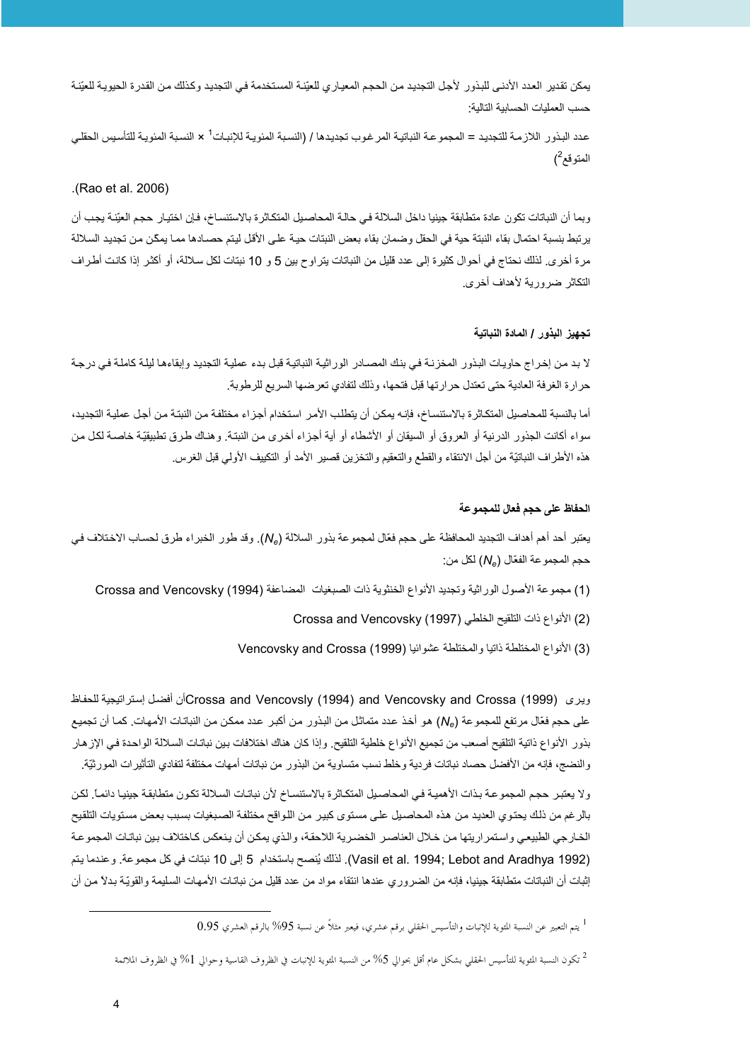يمكن تقدير العدد الأدنى للبذور لأجل التجديد من الحجم المعياري للعيّنة المستخدمة في التجديد وكذلك من القدرة الحيوية للعيّنة حسب العمليات الحسابية التالية:

عدد البذور اللازمة للتجديد = المجموعة النباتية المرغوب تجديدها / (النسبة المئوية للإنبات[1] × النسبة المئوية للتأسيس الحقلي المتوقع[2])

(Rao et al. 2006).

وبما أن النباتات تكون عادة متطابقة جينيا داخل السلالة في حالة المحاصيل المتكاثرة بالاستنساخ، فإن اختيار حجم العيّنة يجب أن يرتبط بنسبة احتمال بقاء النبتة حية في الحقل وضمان بقاء بعض النبتات حية على الأقل ليتم حصادها مما يمكن من تجديد السلالة مرة أخرى. لذلك نحتاج في أحوال كثيرة إلى عدد قليل من النباتات يتراوح بين 5 و 10 نبتات لكل سلالة، أو أكثر إذا كانت أطراف التكاثر ضرورية لأهداف أخرى.

### تجهيز البذور / المادة النباتية

لا بد من إخراج حاويات البذور المخزنة في بنك المصادر الوراثية النباتية قبل بدء عملية التجديد وإبقاءها ليلة كاملة في درجة حرارة الغرفة العادية حتى تعتدل حرارتها قبل فتحها، وذلك لتفادي تعرضها السريع للرطوبة.

أما بالنسبة للمحاصيل المتكاثرة بالاستنساخ، فإنه يمكن أن يتطلب الأمر استخدام أجزاء مختلفة من النبتة من أجل عملية التجديد، سواء أكانت الجذور الدرنية أو العروق أو السيقان أو الأشطاء أو أية أجزاء أخرى من النبتة. وهناك طرق تطبيقيّة خاصة لكل من هذه الأطراف النباتيّة من أجل الانتقاء والقطع والتعقيم والتخزين قصير الأمد أو التكييف الأولي قبل الغرس.

### الحفاظ على حجم فعال للمجموعة

يعتبر أحد أهم أهداف التجديد المحافظة على حجم فعّال لمجموعة بذور السلالة ($N_e$). وقد طور الخبراء طرق لحساب الاختلاف في حجم المجموعة الفعّال ($N_e$) لكل من:

(1) مجموعة الأصول الوراثية وتجديد الأنواع الخنثوية ذات الصبغيات المضاعفة Crossa and Vencovsky (1994)

(2) الأنواع ذات التلقيح الخلطي Crossa and Vencovsky (1997)

(3) الأنواع المختلطة ذاتيا والمختلطة عشوائيا Vencovsky and Crossa (1999)

ويرى Crossa and Vencovsly (1994) and Vencovsky and Crossa (1999) أن أفضل إستراتيجية للحفاظ على حجم فعّال مرتفع للمجموعة ($N_e$) هو أخذ عدد متماثل من البذور من أكبر عدد ممكن من النباتات الأمهات. كما أن تجميع بذور الأنواع ذاتية التلقيح أصعب من تجميع الأنواع خلطية التلقيح. وإذا كان هناك اختلافات بين نباتات السلالة الواحدة في الإزهار والنضج، فإنه من الأفضل حصاد نباتات فردية وخلط نسب متساوية من البذور من نباتات أمهات مختلفة لتفادي التأثيرات المورثيّة.

ولا يعتبر حجم المجموعة بذات الأهمية في المحاصيل المتكاثرة بالاستنساخ لأن نباتات السلالة تكون متطابقة جينيا دائماً. لكن بالرغم من ذلك يحتوي العديد من هذه المحاصيل على مستوى كبير من اللواقح مختلفة الصبغيات بسبب بعض مستويات التلقيح الخارجي الطبيعي واستمراريتها من خلال العناصر الخضرية اللاحقة، والذي يمكن أن ينعكس كاختلاف بين نباتات المجموعة (Vasil et al. 1994; Lebot and Aradhya 1992). لذلك يُنصح باستخدام 5 إلى 10 نبتات في كل مجموعة. وعندما يتم إثبات أن النباتات متطابقة جينيا، فإنه من الضروري عندها انتقاء مواد من عدد قليل من نباتات الأمهات السليمة والقويّة بدلاً من أن

---

[1] يتم التعبير عن النسبة المئوية للإنبات والتأسيس الحقلي برقم عشري، فيعبر مثلاً عن نسبة 95% بالرقم العشري 0.95

[2] تكون النسبة المئوية للتأسيس الحقلي بشكل عام أقل بحوالي 5% من النسبة المئوية للإنبات في الظروف القاسية وحوالي 1% في الظروف الملائمة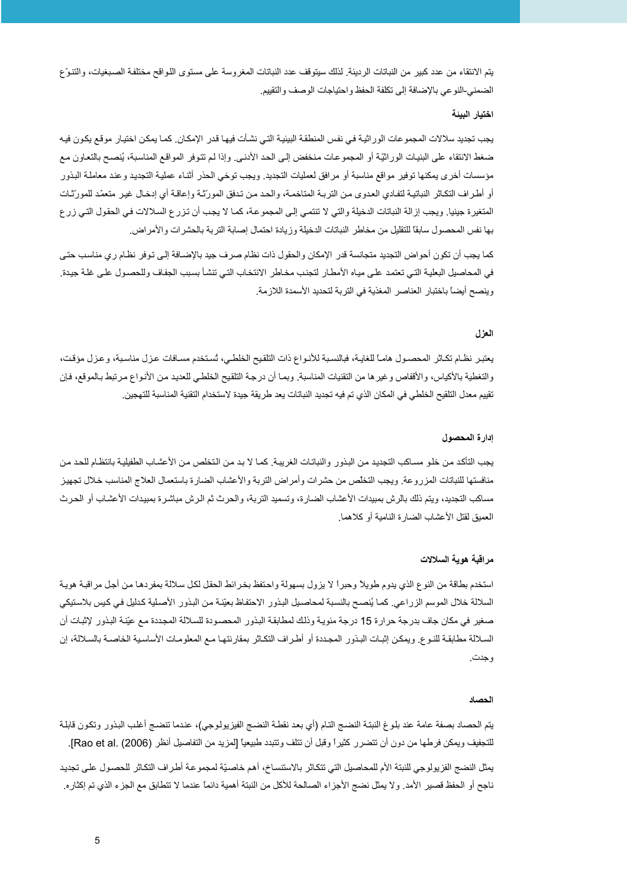يتم الانتقاء من عدد كبير من النباتات الرديئة. لذلك سيتوقف عدد النباتات المغروسة على مستوى اللواقح مختلفة الصبغيات، والتنوّع الضمني-النوعي بالإضافة إلى تكلفة الحفظ واحتياجات الوصف والتقييم.

#### اختيار البيئة

يجب تجديد سلالات المجموعات الوراثية في نفس المنطقة البيئية التي نشأت فيها قدر الإمكان. كما يمكن اختيار موقع يكون فيه ضغط الانتقاء على البنيات الوراثيّة أو المجموعات منخفض إلى الحد الأدنى. وإذا لم تتوفر المواقع المناسبة، يُنصح بالتعاون مع مؤسسات أخرى يمكنها توفير مواقع مناسبة أو مرافق لعمليات التجديد. ويجب توخي الحذر أثناء عملية التجديد وعند معاملة البذور أو أطراف التكاثر النباتية لتفادي العدوى من التربة المتاخمة، والحد من تدفق المورّثة وإعاقة أي إدخال غير متعمّد للمورّثات المتغيرة جينيا. ويجب إزالة النباتات الدخيلة والتي لا تنتمي إلى المجموعة، كما لا يجب أن تزرع السلالات في الحقول التي زرع بها نفس المحصول سابقاً للتقليل من مخاطر النباتات الدخيلة وزيادة احتمال إصابة التربة بالحشرات والأمراض.

كما يجب أن تكون أحواض التجديد متجانسة قدر الإمكان والحقول ذات نظام صرف جيد بالإضافة إلى توفر نظام ري مناسب حتى في المحاصيل البعلية التي تعتمد على مياه الأمطار لتجنب مخاطر الانتخاب التي تنشأ بسبب الجفاف وللحصول على غلة جيدة. وينصح أيضاً باختبار العناصر المغذية في التربة لتحديد الأسمدة اللازمة.

#### العزل

يعتبر نظام تكاثر المحصول هاماً للغاية، فبالنسبة للأنواع ذات التلقيح الخلطي، تُستخدم مسافات عزل مناسبة، وعزل مؤقت، والتغطية بالأكياس، والأقفاص وغيرها من التقنيات المناسبة. وبما أن درجة التلقيح الخلطي للعديد من الأنواع مرتبط بالموقع، فإن تقييم معدل التلقيح الخلطي في المكان الذي تم فيه تجديد النباتات يعد طريقة جيدة لاستخدام التقنية المناسبة للتهجين.

#### إدارة المحصول

يجب التأكد من خلو مساكب التجديد من البذور والنباتات الغريبة. كما لا بد من التخلص من الأعشاب الطفيلية بانتظام للحد من منافستها للنباتات المزروعة. ويجب التخلص من حشرات وأمراض التربة والأعشاب الضارة باستعمال العلاج المناسب خلال تجهيز مساكب التجديد، ويتم ذلك بالرش بمبيدات الأعشاب الضارة، وتسميد التربة، والحرث ثم الرش مباشرة بمبيدات الأعشاب أو الحرث العميق لقتل الأعشاب الضارة النامية أو كلاهما.

#### مراقبة هوية السلالات

استخدم بطاقة من النوع الذي يدوم طويلاً وحبراً لا يزول بسهولة واحتفظ بخرائط الحقل لكل سلالة بمفردها من أجل مراقبة هوية السلالة خلال الموسم الزراعي. كما يُنصح بالنسبة لمحاصيل البذور الاحتفاظ بعيّنة من البذور الأصلية كدليل في كيس بلاستيكي صغير في مكان جاف بدرجة حرارة 15 درجة مئوية وذلك لمطابقة البذور المحصودة للسلالة المجددة مع عيّنة البذور لإثبات أن السلالة مطابقة للنوع. ويمكن إثبات البذور المجددة أو أطراف التكاثر بمقارنتها مع المعلومات الأساسية الخاصة بالسلالة، إن وجدت.

#### الحصاد

يتم الحصاد بصفة عامة عند بلوغ النبتة النضج التام (أي بعد نقطة النضج الفيزيولوجي)، عندما تنضج أغلب البذور وتكون قابلة للتجفيف ويمكن فرطها من دون أن تتضرر كثيراً وقبل أن تتلف وتتبدد طبيعياً [لمزيد من التفاصيل أنظر Rao et al. (2006)].

يمثل النضج الفزيولوجي للنبتة الأم للمحاصيل التي تتكاثر بالاستنساخ، أهم خاصيّة لمجموعة أطراف التكاثر للحصول على تجديد ناجح أو الحفظ قصير الأمد. ولا يمثل نضج الأجزاء الصالحة للأكل من النبتة أهمية دائماً عندما لا تتطابق مع الجزء الذي تم إكثاره.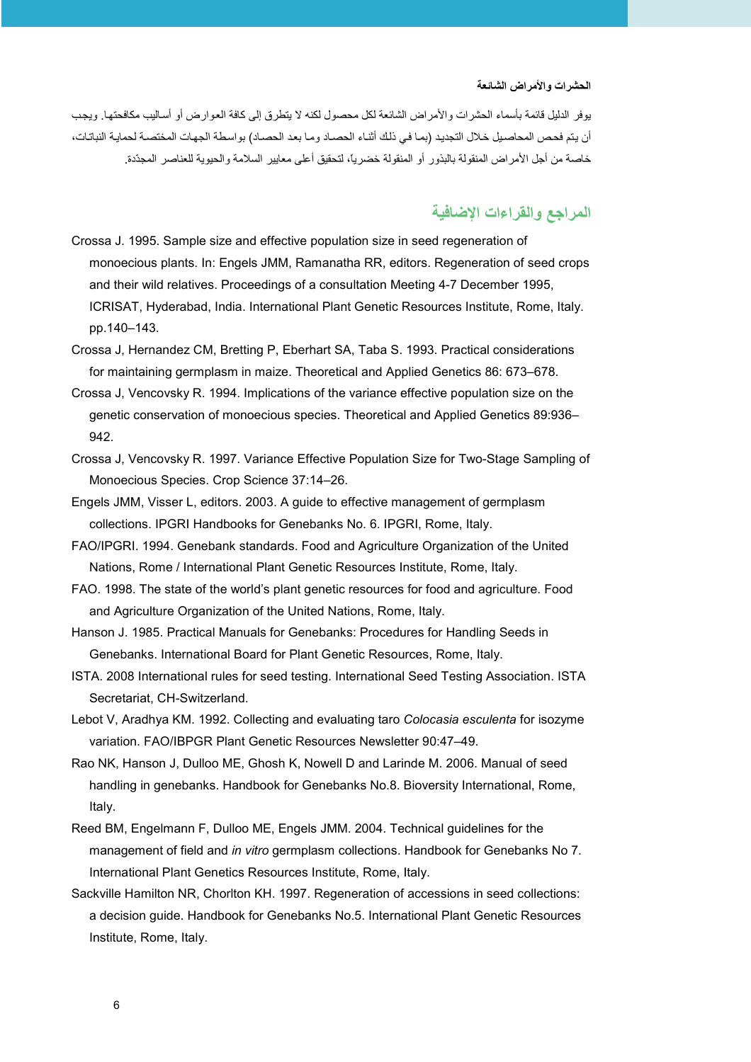### الحشرات والأمراض الشائعة

يوفر الدليل قائمة بأسماء الحشرات والأمراض الشائعة لكل محصول لكنه لا يتطرق إلى كافة العوارض أو أساليب مكافحتها. ويجب أن يتم فحص المحاصيل خلال التجديد (بما في ذلك أثناء الحصاد وما بعد الحصاد) بواسطة الجهات المختصة لحماية النباتات، خاصة من أجل الأمراض المنقولة بالبذور أو المنقولة خضرياً، لتحقيق أعلى معايير السلامة والحيوية للعناصر المجدّدة.

## المراجع والقراءات الإضافية

Crossa J. 1995. Sample size and effective population size in seed regeneration of monoecious plants. In: Engels JMM, Ramanatha RR, editors. Regeneration of seed crops and their wild relatives. Proceedings of a consultation Meeting 4-7 December 1995, ICRISAT, Hyderabad, India. International Plant Genetic Resources Institute, Rome, Italy. pp.140–143.

Crossa J, Hernandez CM, Bretting P, Eberhart SA, Taba S. 1993. Practical considerations for maintaining germplasm in maize. Theoretical and Applied Genetics 86: 673–678.

Crossa J, Vencovsky R. 1994. Implications of the variance effective population size on the genetic conservation of monoecious species. Theoretical and Applied Genetics 89:936–942.

Crossa J, Vencovsky R. 1997. Variance Effective Population Size for Two-Stage Sampling of Monoecious Species. Crop Science 37:14–26.

Engels JMM, Visser L, editors. 2003. A guide to effective management of germplasm collections. IPGRI Handbooks for Genebanks No. 6. IPGRI, Rome, Italy.

FAO/IPGRI. 1994. Genebank standards. Food and Agriculture Organization of the United Nations, Rome / International Plant Genetic Resources Institute, Rome, Italy.

FAO. 1998. The state of the world's plant genetic resources for food and agriculture. Food and Agriculture Organization of the United Nations, Rome, Italy.

Hanson J. 1985. Practical Manuals for Genebanks: Procedures for Handling Seeds in Genebanks. International Board for Plant Genetic Resources, Rome, Italy.

ISTA. 2008 International rules for seed testing. International Seed Testing Association. ISTA Secretariat, CH-Switzerland.

Lebot V, Aradhya KM. 1992. Collecting and evaluating taro *Colocasia esculenta* for isozyme variation. FAO/IBPGR Plant Genetic Resources Newsletter 90:47–49.

Rao NK, Hanson J, Dulloo ME, Ghosh K, Nowell D and Larinde M. 2006. Manual of seed handling in genebanks. Handbook for Genebanks No.8. Bioversity International, Rome, Italy.

Reed BM, Engelmann F, Dulloo ME, Engels JMM. 2004. Technical guidelines for the management of field and *in vitro* germplasm collections. Handbook for Genebanks No 7. International Plant Genetics Resources Institute, Rome, Italy.

Sackville Hamilton NR, Chorlton KH. 1997. Regeneration of accessions in seed collections: a decision guide. Handbook for Genebanks No.5. International Plant Genetic Resources Institute, Rome, Italy.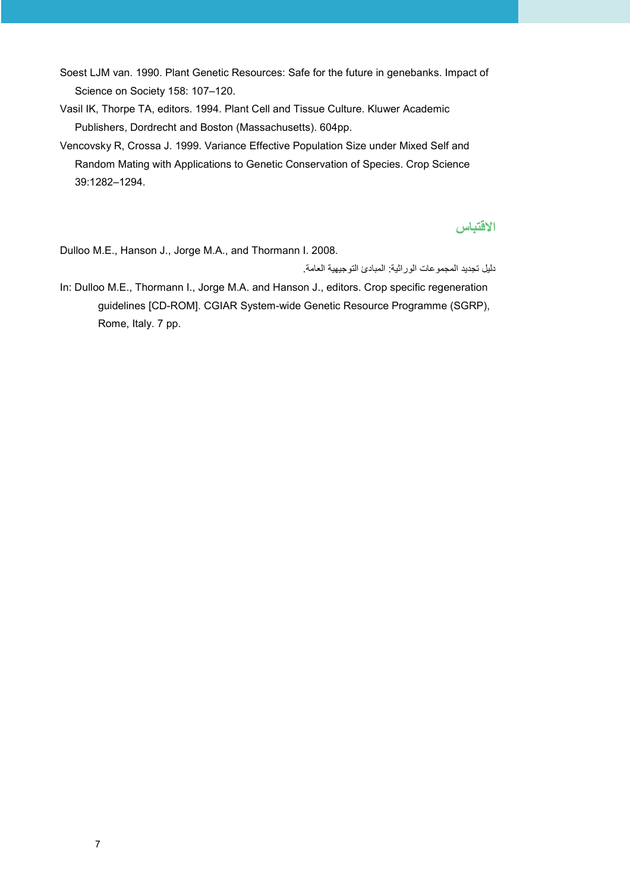Soest LJM van. 1990. Plant Genetic Resources: Safe for the future in genebanks. Impact of Science on Society 158: 107–120.

Vasil IK, Thorpe TA, editors. 1994. Plant Cell and Tissue Culture. Kluwer Academic Publishers, Dordrecht and Boston (Massachusetts). 604pp.

Vencovsky R, Crossa J. 1999. Variance Effective Population Size under Mixed Self and Random Mating with Applications to Genetic Conservation of Species. Crop Science 39:1282–1294.

## الاقتباس

Dulloo M.E., Hanson J., Jorge M.A., and Thormann I. 2008.

دليل تجديد المجموعات الوراثية: المبادئ التوجيهية العامة.

In: Dulloo M.E., Thormann I., Jorge M.A. and Hanson J., editors. Crop specific regeneration guidelines [CD-ROM]. CGIAR System-wide Genetic Resource Programme (SGRP), Rome, Italy. 7 pp.